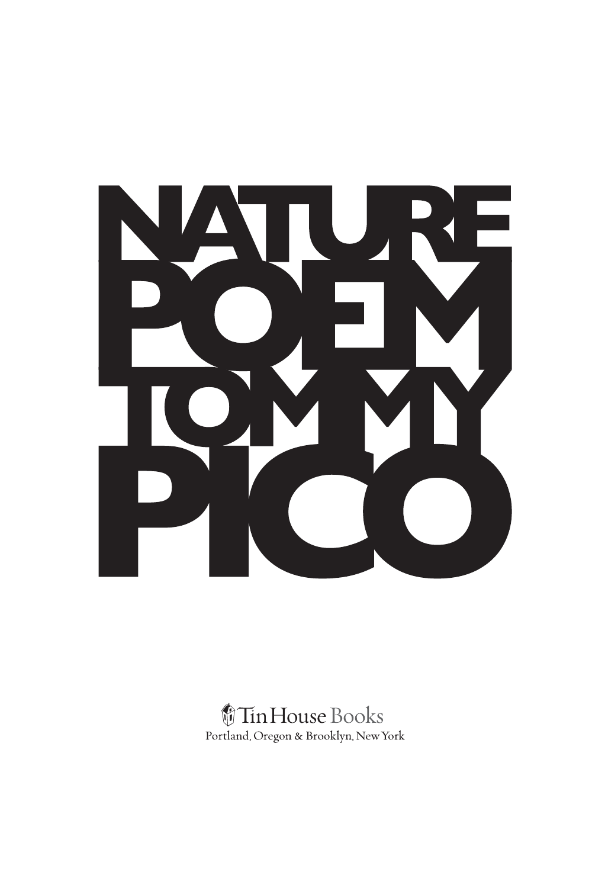# NATURE POEM

## TOMMY PICO

Tin House Books
Portland, Oregon & Brooklyn, New York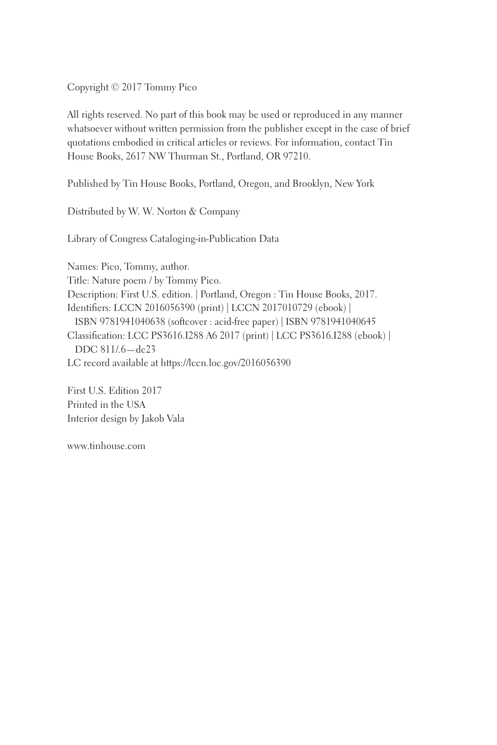Copyright © 2017 Tommy Pico

All rights reserved. No part of this book may be used or reproduced in any manner whatsoever without written permission from the publisher except in the case of brief quotations embodied in critical articles or reviews. For information, contact Tin House Books, 2617 NW Thurman St., Portland, OR 97210.

Published by Tin House Books, Portland, Oregon, and Brooklyn, New York

Distributed by W. W. Norton & Company

Library of Congress Cataloging-in-Publication Data

Names: Pico, Tommy, author.
Title: Nature poem / by Tommy Pico.
Description: First U.S. edition. | Portland, Oregon : Tin House Books, 2017.
Identifiers: LCCN 2016056390 (print) | LCCN 2017010729 (ebook) |
ISBN 9781941040638 (softcover : acid-free paper) | ISBN 9781941040645
Classification: LCC PS3616.I288 A6 2017 (print) | LCC PS3616.I288 (ebook) |
DDC 811/.6—dc23
LC record available at https://lccn.loc.gov/2016056390

First U.S. Edition 2017
Printed in the USA
Interior design by Jakob Vala

www.tinhouse.com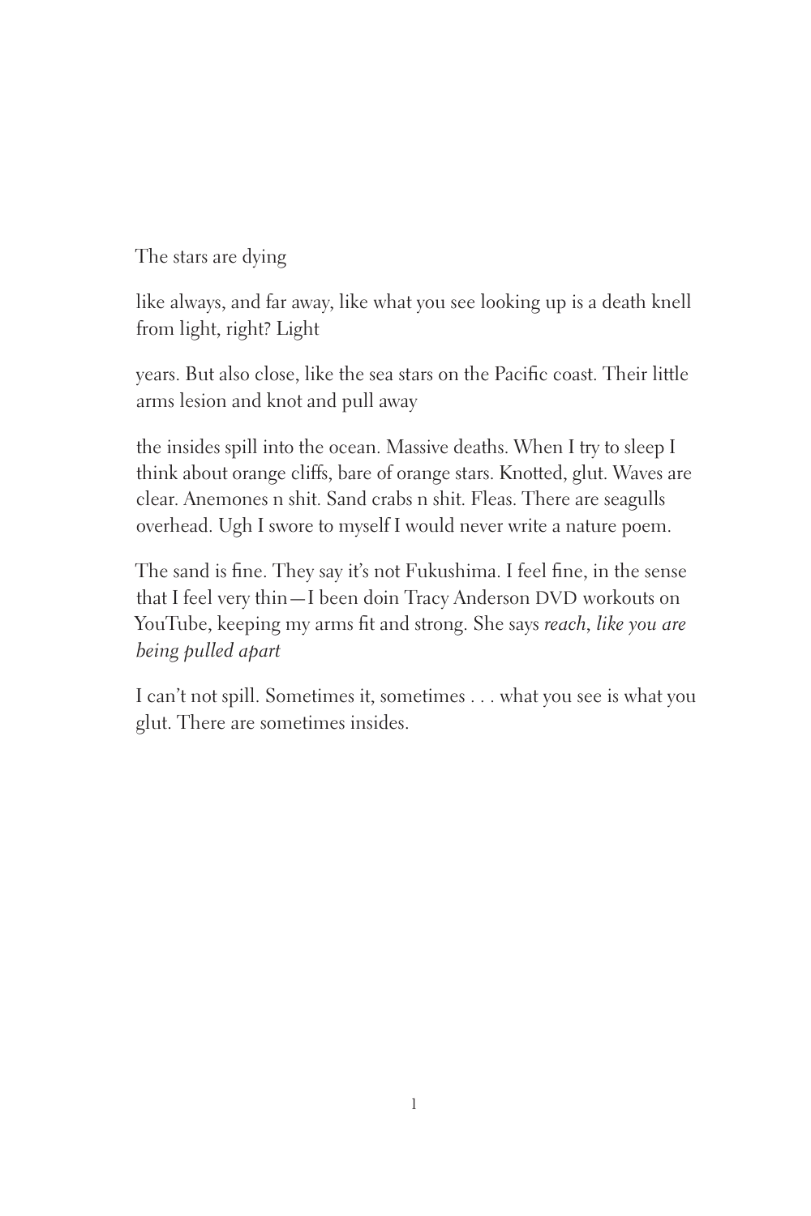The stars are dying

like always, and far away, like what you see looking up is a death knell from light, right? Light

years. But also close, like the sea stars on the Pacific coast. Their little arms lesion and knot and pull away

the insides spill into the ocean. Massive deaths. When I try to sleep I think about orange cliffs, bare of orange stars. Knotted, glut. Waves are clear. Anemones n shit. Sand crabs n shit. Fleas. There are seagulls overhead. Ugh I swore to myself I would never write a nature poem.

The sand is fine. They say it's not Fukushima. I feel fine, in the sense that I feel very thin—I been doin Tracy Anderson DVD workouts on YouTube, keeping my arms fit and strong. She says *reach, like you are being pulled apart*

I can't not spill. Sometimes it, sometimes . . . what you see is what you glut. There are sometimes insides.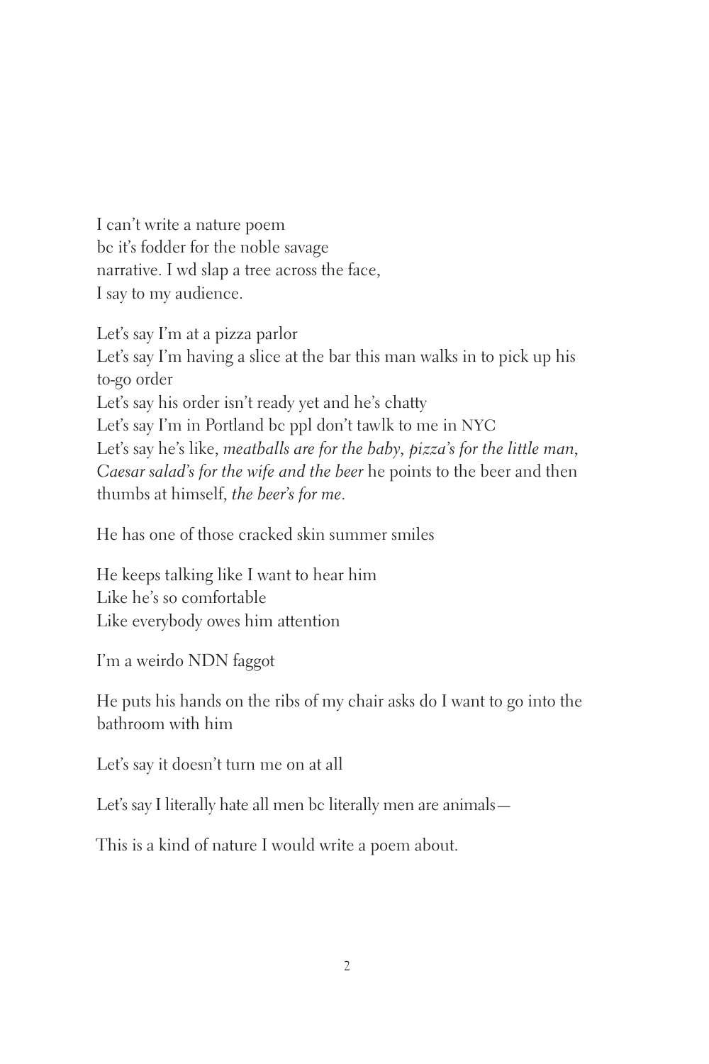I can't write a nature poem
bc it's fodder for the noble savage
narrative. I wd slap a tree across the face,
I say to my audience.

Let's say I'm at a pizza parlor
Let's say I'm having a slice at the bar this man walks in to pick up his to-go order
Let's say his order isn't ready yet and he's chatty
Let's say I'm in Portland bc ppl don't tawlk to me in NYC
Let's say he's like, *meatballs are for the baby, pizza's for the little man, Caesar salad's for the wife and the beer* he points to the beer and then thumbs at himself, *the beer's for me*.

He has one of those cracked skin summer smiles

He keeps talking like I want to hear him
Like he's so comfortable
Like everybody owes him attention

I'm a weirdo NDN faggot

He puts his hands on the ribs of my chair asks do I want to go into the bathroom with him

Let's say it doesn't turn me on at all

Let's say I literally hate all men bc literally men are animals—

This is a kind of nature I would write a poem about.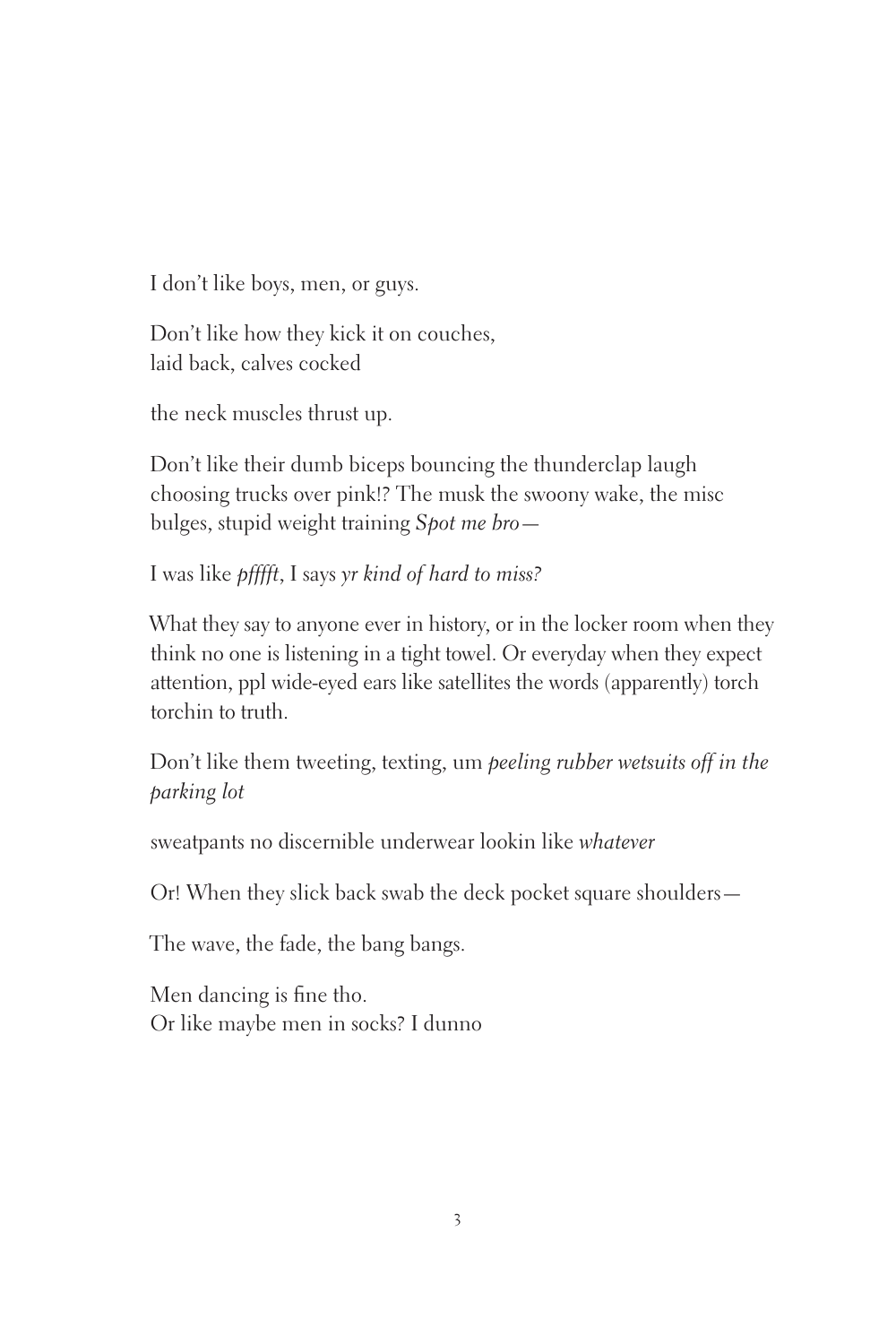I don't like boys, men, or guys.

Don't like how they kick it on couches,  
laid back, calves cocked

the neck muscles thrust up.

Don't like their dumb biceps bouncing the thunderclap laugh  
choosing trucks over pink!? The musk the swoony wake, the misc  
bulges, stupid weight training *Spot me bro*—

I was like *pfffft*, I says *yr kind of hard to miss?*

What they say to anyone ever in history, or in the locker room when they  
think no one is listening in a tight towel. Or everyday when they expect  
attention, ppl wide-eyed ears like satellites the words (apparently) torch  
torchin to truth.

Don't like them tweeting, texting, um *peeling rubber wetsuits off in the  
parking lot*

sweatpants no discernible underwear lookin like *whatever*

Or! When they slick back swab the deck pocket square shoulders—

The wave, the fade, the bang bangs.

Men dancing is fine tho.  
Or like maybe men in socks? I dunno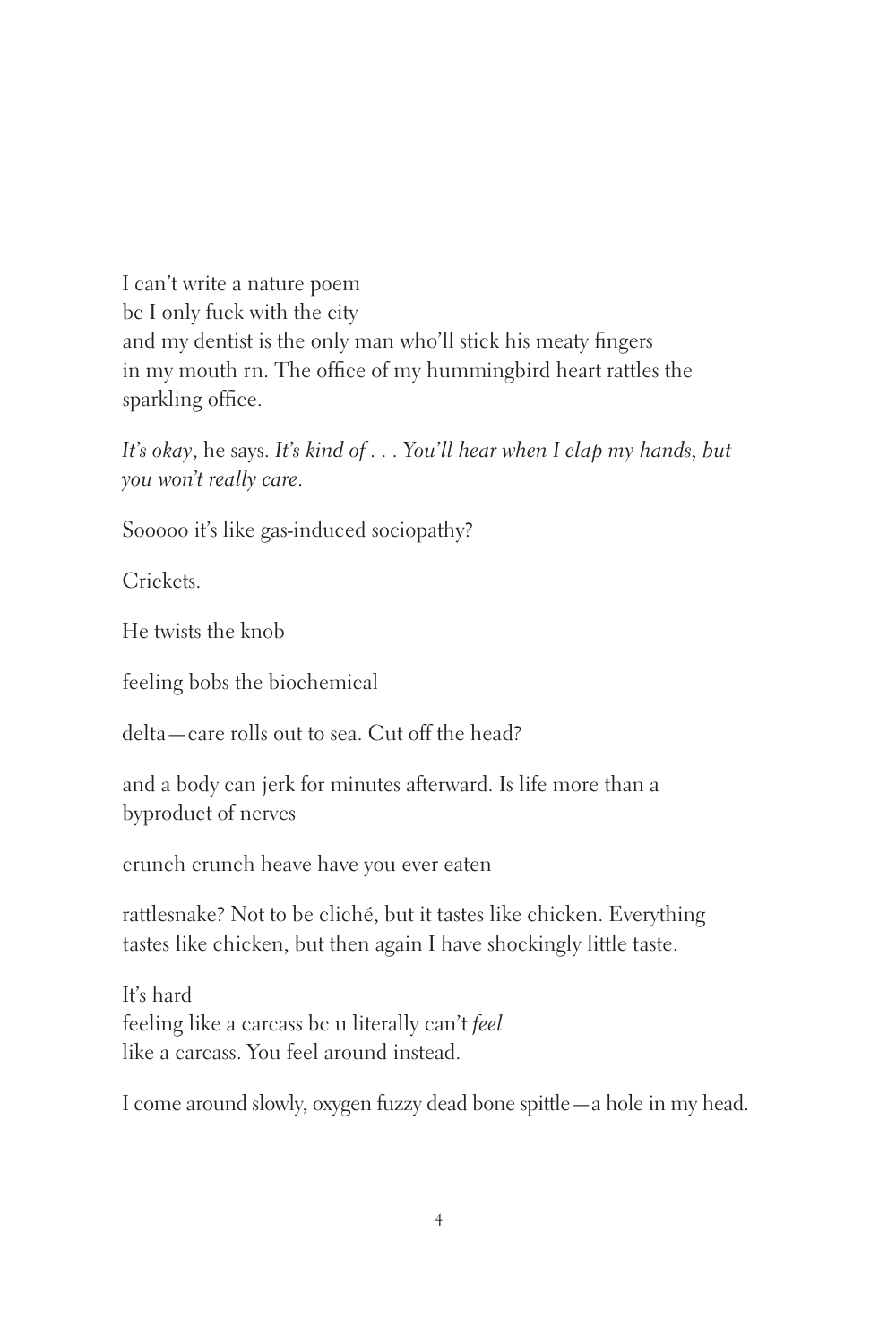I can't write a nature poem  
bc I only fuck with the city  
and my dentist is the only man who'll stick his meaty fingers  
in my mouth rn. The office of my hummingbird heart rattles the  
sparkling office.

*It's okay*, he says. *It's kind of . . . You'll hear when I clap my hands, but you won't really care.*

Sooooo it's like gas-induced sociopathy?

Crickets.

He twists the knob

feeling bobs the biochemical

delta—care rolls out to sea. Cut off the head?

and a body can jerk for minutes afterward. Is life more than a  
byproduct of nerves

crunch crunch heave have you ever eaten

rattlesnake? Not to be cliché, but it tastes like chicken. Everything  
tastes like chicken, but then again I have shockingly little taste.

It's hard  
feeling like a carcass bc u literally can't *feel*  
like a carcass. You feel around instead.

I come around slowly, oxygen fuzzy dead bone spittle—a hole in my head.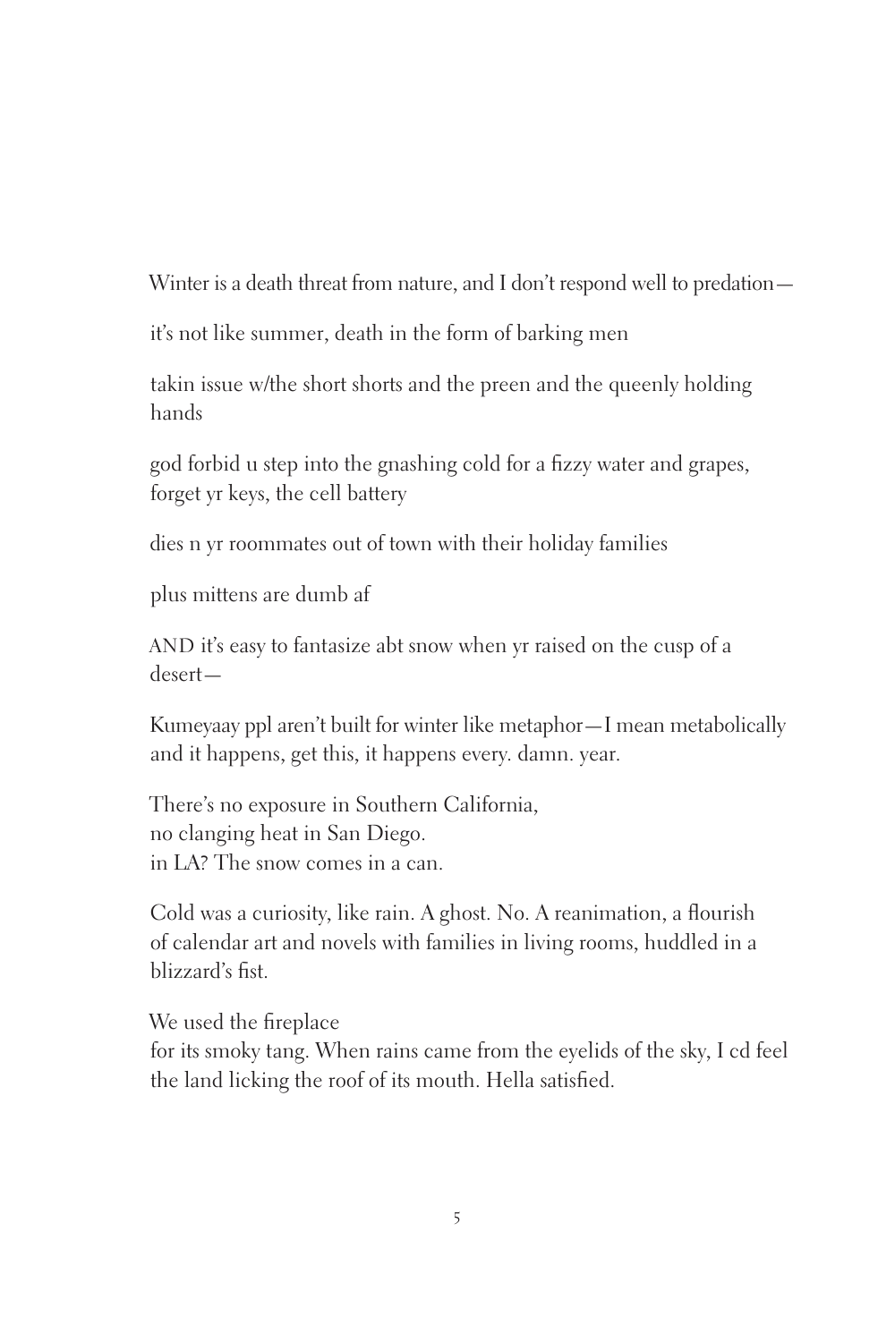Winter is a death threat from nature, and I don't respond well to predation—

it's not like summer, death in the form of barking men

takin issue w/the short shorts and the preen and the queenly holding hands

god forbid u step into the gnashing cold for a fizzy water and grapes, forget yr keys, the cell battery

dies n yr roommates out of town with their holiday families

plus mittens are dumb af

AND it's easy to fantasize abt snow when yr raised on the cusp of a desert—

Kumeyaay ppl aren't built for winter like metaphor—I mean metabolically and it happens, get this, it happens every. damn. year.

There's no exposure in Southern California,  
no clanging heat in San Diego.  
in LA? The snow comes in a can.

Cold was a curiosity, like rain. A ghost. No. A reanimation, a flourish of calendar art and novels with families in living rooms, huddled in a blizzard's fist.

We used the fireplace  
for its smoky tang. When rains came from the eyelids of the sky, I cd feel the land licking the roof of its mouth. Hella satisfied.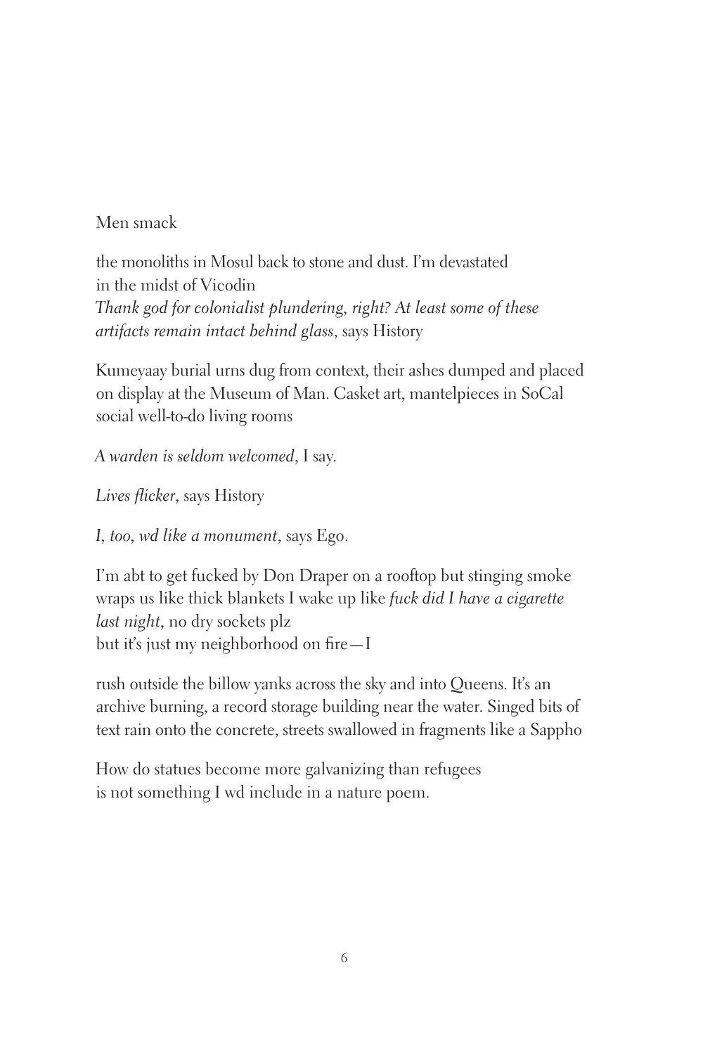Men smack

the monoliths in Mosul back to stone and dust. I'm devastated
in the midst of Vicodin
*Thank god for colonialist plundering, right? At least some of these*
*artifacts remain intact behind glass*, says History

Kumeyaay burial urns dug from context, their ashes dumped and placed
on display at the Museum of Man. Casket art, mantelpieces in SoCal
social well-to-do living rooms

*A warden is seldom welcomed*, I say.

*Lives flicker*, says History

*I, too, wd like a monument*, says Ego.

I'm abt to get fucked by Don Draper on a rooftop but stinging smoke
wraps us like thick blankets I wake up like *fuck did I have a cigarette*
*last night*, no dry sockets plz
but it's just my neighborhood on fire—I

rush outside the billow yanks across the sky and into Queens. It's an
archive burning, a record storage building near the water. Singed bits of
text rain onto the concrete, streets swallowed in fragments like a Sappho

How do statues become more galvanizing than refugees
is not something I wd include in a nature poem.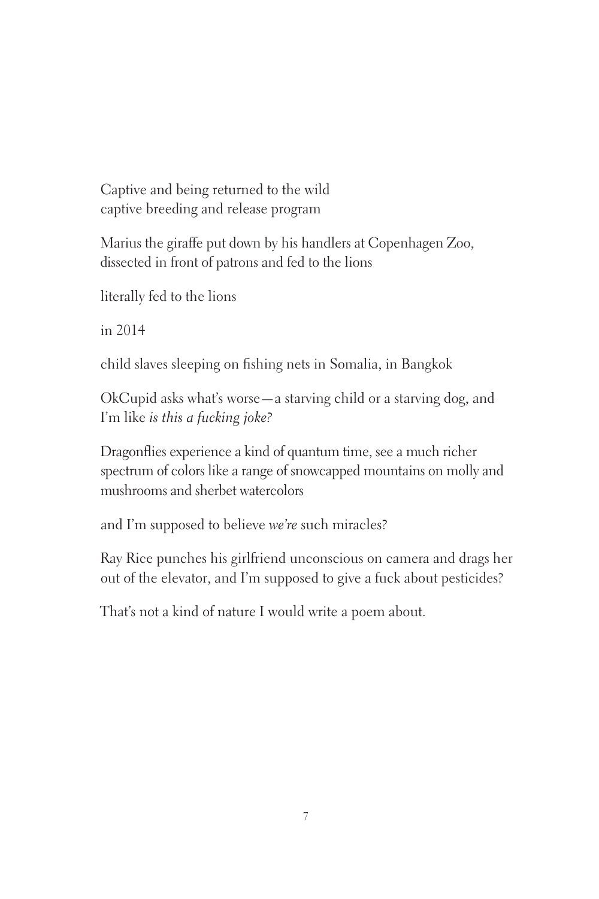Captive and being returned to the wild
captive breeding and release program

Marius the giraffe put down by his handlers at Copenhagen Zoo,
dissected in front of patrons and fed to the lions

literally fed to the lions

in 2014

child slaves sleeping on fishing nets in Somalia, in Bangkok

OkCupid asks what's worse—a starving child or a starving dog, and
I'm like *is this a fucking joke?*

Dragonflies experience a kind of quantum time, see a much richer
spectrum of colors like a range of snowcapped mountains on molly and
mushrooms and sherbet watercolors

and I'm supposed to believe *we're* such miracles?

Ray Rice punches his girlfriend unconscious on camera and drags her
out of the elevator, and I'm supposed to give a fuck about pesticides?

That's not a kind of nature I would write a poem about.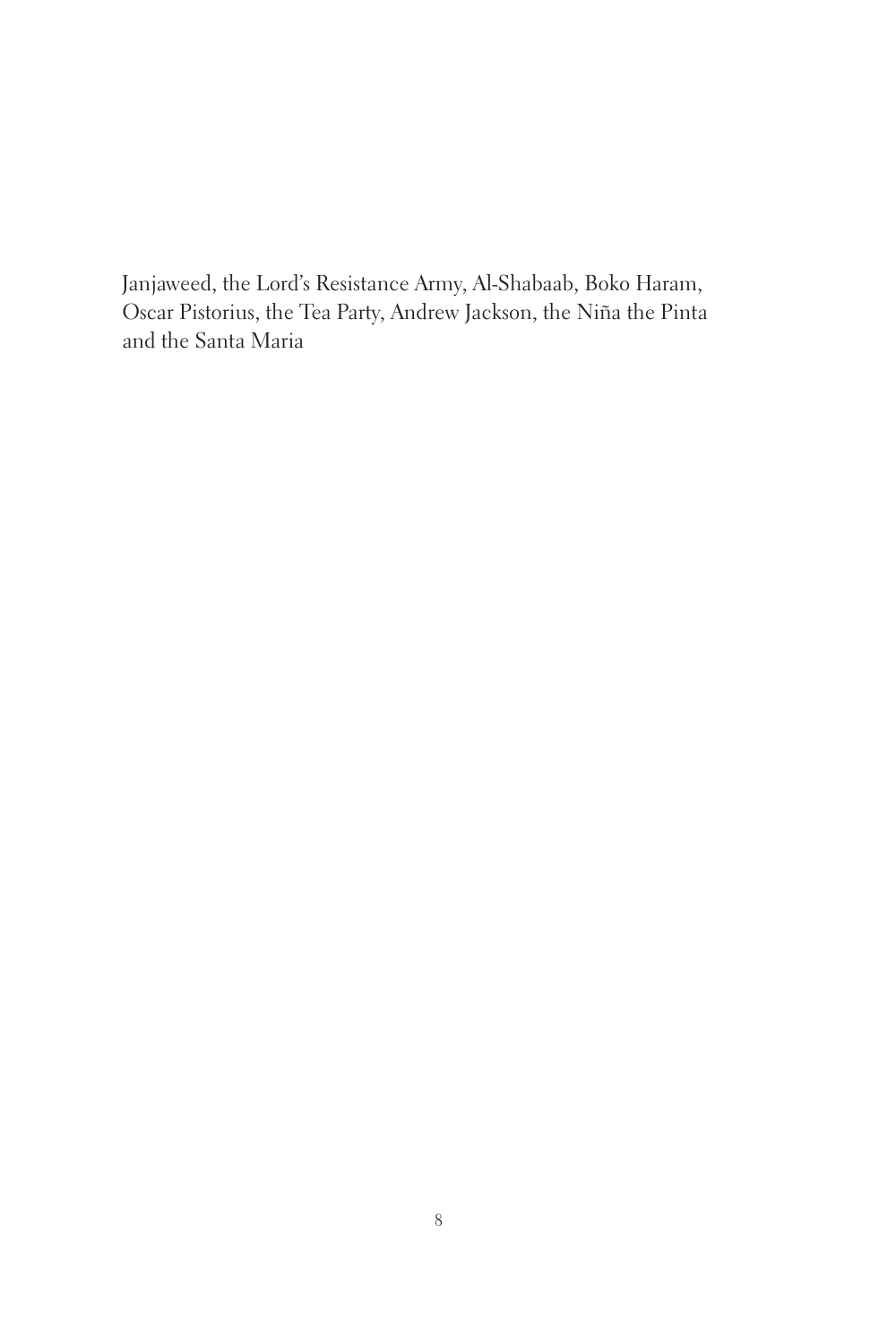Janjaweed, the Lord's Resistance Army, Al-Shabaab, Boko Haram, Oscar Pistorius, the Tea Party, Andrew Jackson, the Niña the Pinta and the Santa Maria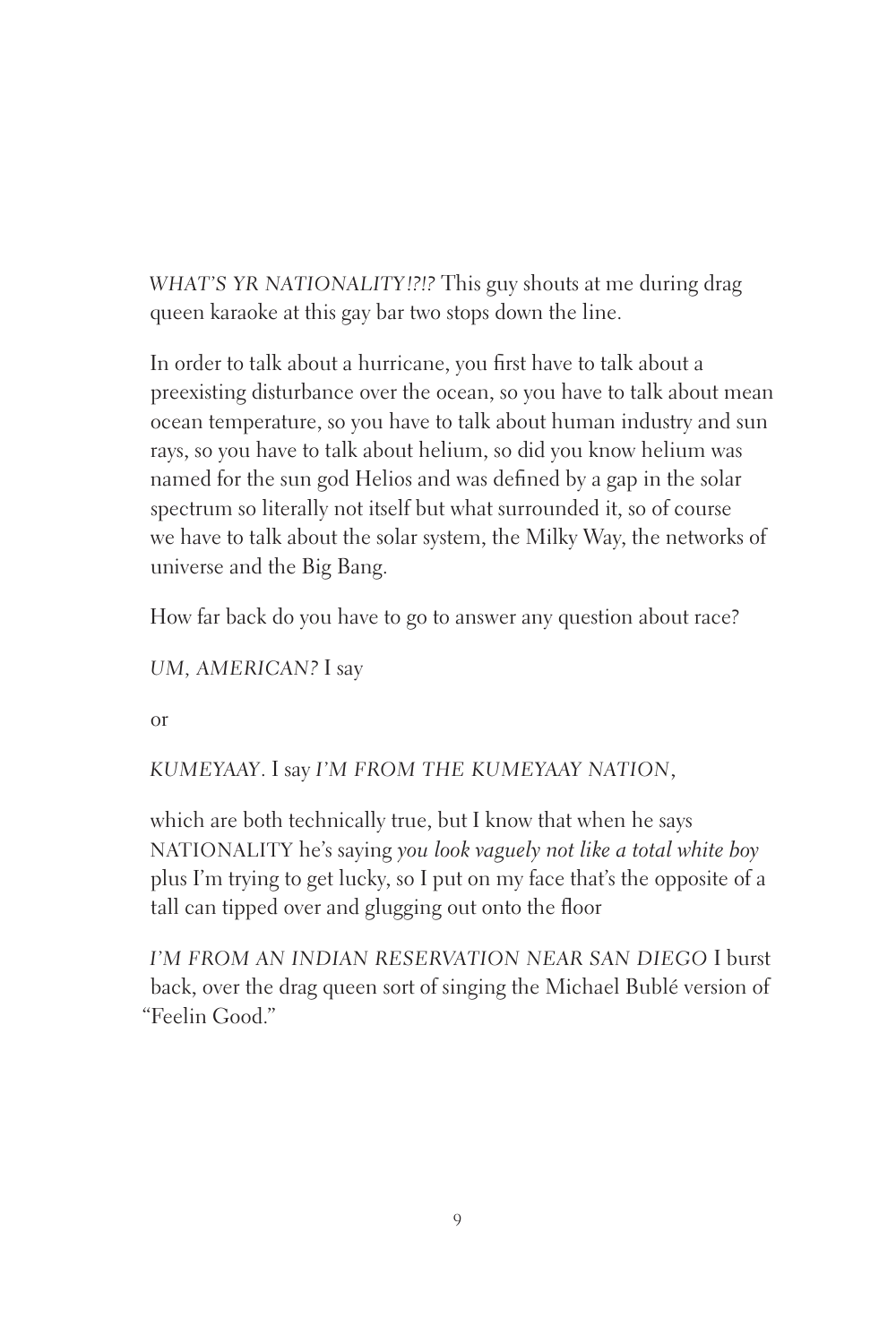*WHAT'S YR NATIONALITY!?!?* This guy shouts at me during drag queen karaoke at this gay bar two stops down the line.

In order to talk about a hurricane, you first have to talk about a preexisting disturbance over the ocean, so you have to talk about mean ocean temperature, so you have to talk about human industry and sun rays, so you have to talk about helium, so did you know helium was named for the sun god Helios and was defined by a gap in the solar spectrum so literally not itself but what surrounded it, so of course we have to talk about the solar system, the Milky Way, the networks of universe and the Big Bang.

How far back do you have to go to answer any question about race?

*UM, AMERICAN?* I say

or

*KUMEYAAY*. I say *I'M FROM THE KUMEYAAY NATION*,

which are both technically true, but I know that when he says NATIONALITY he's saying *you look vaguely not like a total white boy* plus I'm trying to get lucky, so I put on my face that's the opposite of a tall can tipped over and glugging out onto the floor

*I'M FROM AN INDIAN RESERVATION NEAR SAN DIEGO* I burst back, over the drag queen sort of singing the Michael Bublé version of "Feelin Good."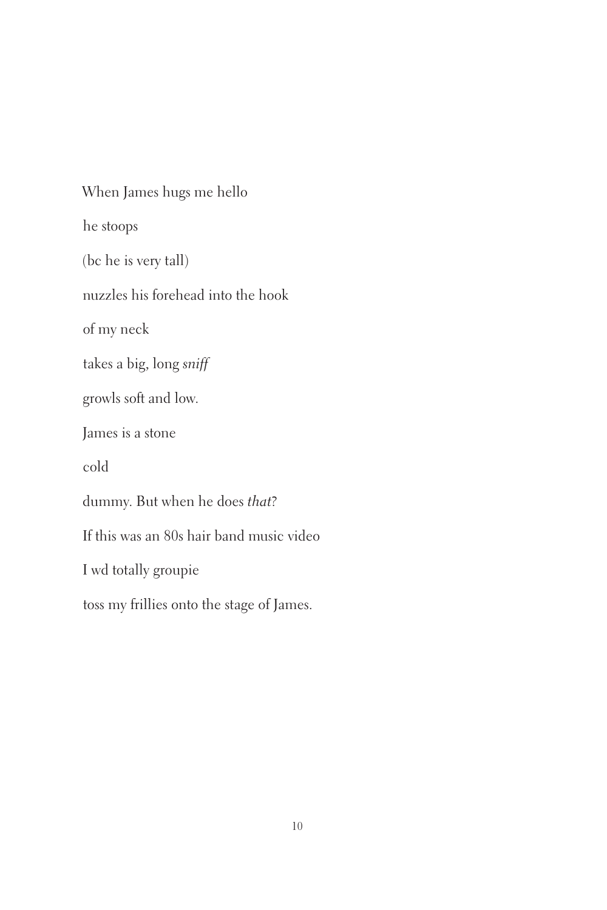When James hugs me hello

he stoops

(bc he is very tall)

nuzzles his forehead into the hook

of my neck

takes a big, long *sniff*

growls soft and low.

James is a stone

cold

dummy. But when he does *that*?

If this was an 80s hair band music video

I wd totally groupie

toss my frillies onto the stage of James.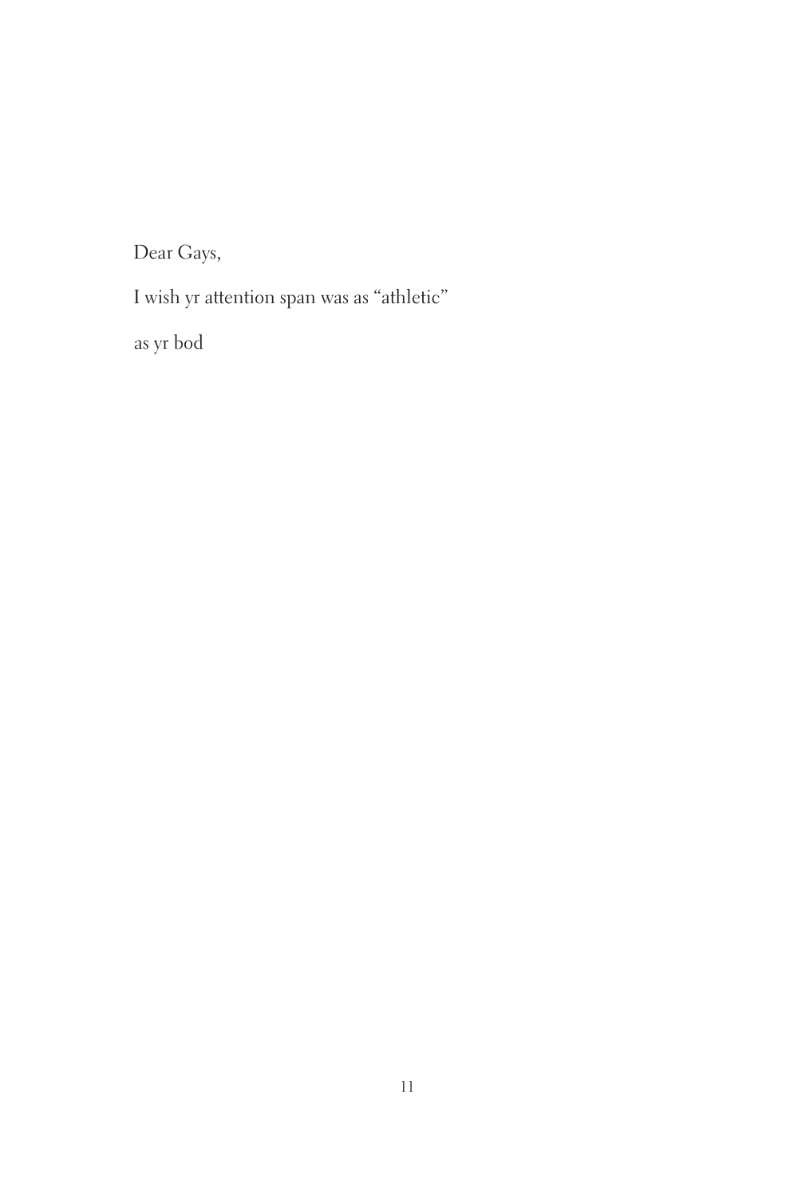Dear Gays,

I wish yr attention span was as “athletic”

as yr bod